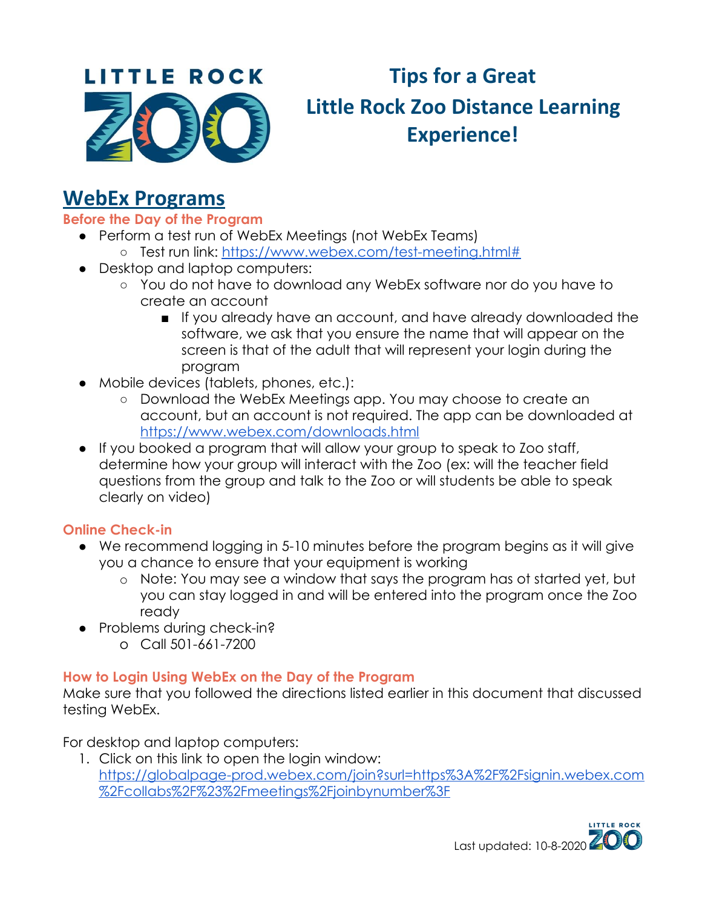# Tips for a Great Little Rock Zoo Distance Learning Experience!

## WebEx Programs

### Before the Day of the Program

- Perform a test run of WebEx Meetings (not WebEx Teams)
  - Test run link: https://www.webex.com/test-meeting.html#
- Desktop and laptop computers:
  - You do not have to download any WebEx software nor do you have to create an account
    - If you already have an account, and have already downloaded the software, we ask that you ensure the name that will appear on the screen is that of the adult that will represent your login during the program
- Mobile devices (tablets, phones, etc.):
  - Download the WebEx Meetings app. You may choose to create an account, but an account is not required. The app can be downloaded at https://www.webex.com/downloads.html
- If you booked a program that will allow your group to speak to Zoo staff, determine how your group will interact with the Zoo (ex: will the teacher field questions from the group and talk to the Zoo or will students be able to speak clearly on video)

### Online Check-in

- We recommend logging in 5-10 minutes before the program begins as it will give you a chance to ensure that your equipment is working
  - Note: You may see a window that says the program has ot started yet, but you can stay logged in and will be entered into the program once the Zoo ready
- Problems during check-in?
  - Call 501-661-7200

### How to Login Using WebEx on the Day of the Program

Make sure that you followed the directions listed earlier in this document that discussed testing WebEx.

For desktop and laptop computers:

1. Click on this link to open the login window: https://globalpage-prod.webex.com/join?surl=https%3A%2F%2Fsignin.webex.com%2Fcollabs%2F%23%2Fmeetings%2Fjoinbynumber%3F

Last updated: 10-8-2020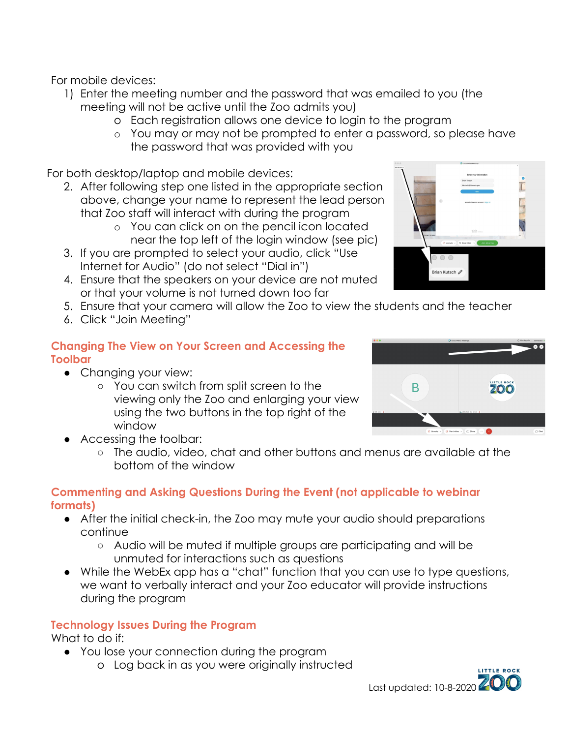For mobile devices:

1) Enter the meeting number and the password that was emailed to you (the meeting will not be active until the Zoo admits you)
   - Each registration allows one device to login to the program
   - You may or may not be prompted to enter a password, so please have the password that was provided with you

For both desktop/laptop and mobile devices:

2. After following step one listed in the appropriate section above, change your name to represent the lead person that Zoo staff will interact with during the program
   - You can click on on the pencil icon located near the top left of the login window (see pic)
3. If you are prompted to select your audio, click "Use Internet for Audio" (do not select "Dial in")
4. Ensure that the speakers on your device are not muted or that your volume is not turned down too far
5. Ensure that your camera will allow the Zoo to view the students and the teacher
6. Click "Join Meeting"

## Changing The View on Your Screen and Accessing the Toolbar

- Changing your view:
  - You can switch from split screen to the viewing only the Zoo and enlarging your view using the two buttons in the top right of the window
- Accessing the toolbar:
  - The audio, video, chat and other buttons and menus are available at the bottom of the window

## Commenting and Asking Questions During the Event (not applicable to webinar formats)

- After the initial check-in, the Zoo may mute your audio should preparations continue
  - Audio will be muted if multiple groups are participating and will be unmuted for interactions such as questions
- While the WebEx app has a "chat" function that you can use to type questions, we want to verbally interact and your Zoo educator will provide instructions during the program

## Technology Issues During the Program

What to do if:

- You lose your connection during the program
  - Log back in as you were originally instructed

Last updated: 10-8-2020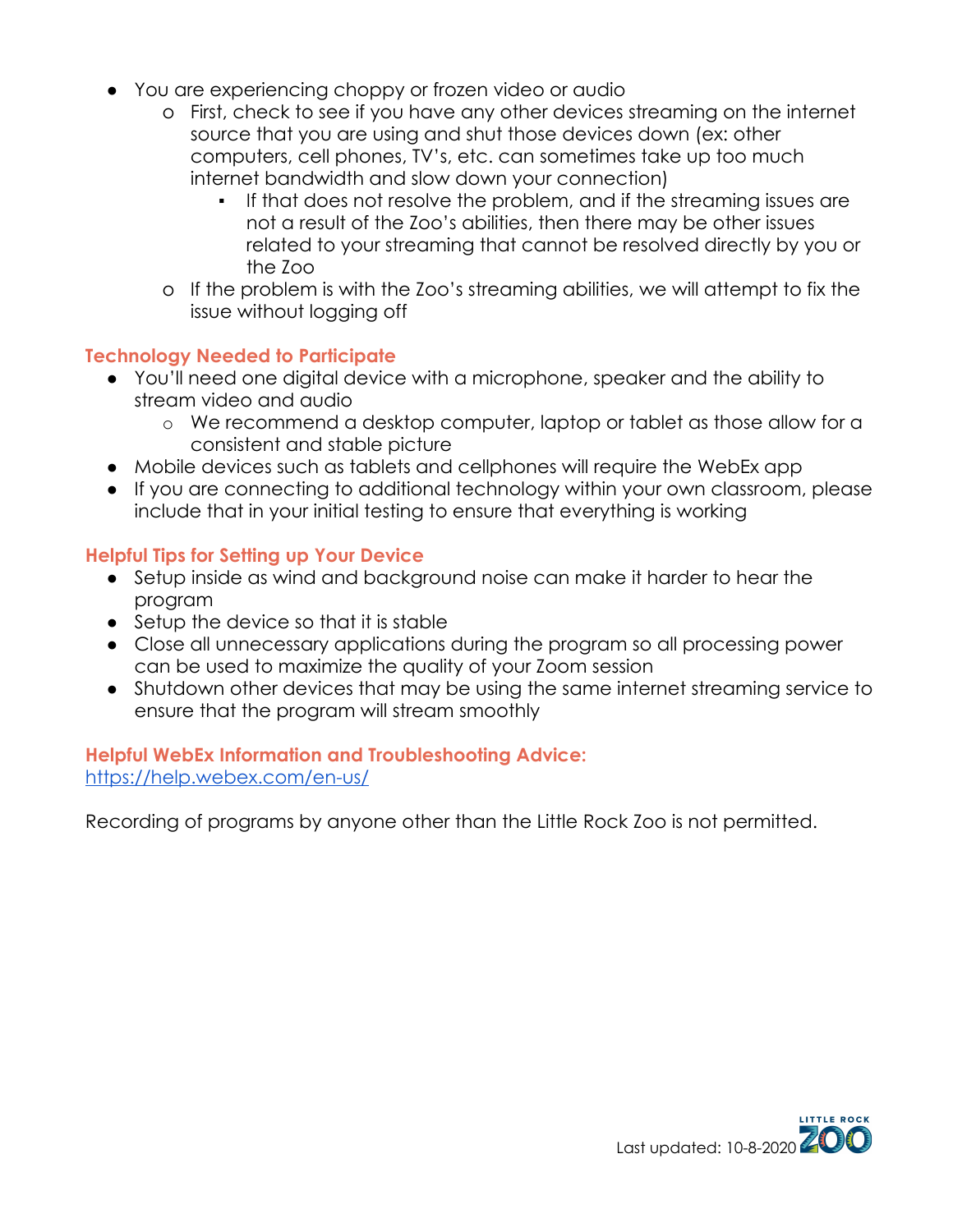- You are experiencing choppy or frozen video or audio
  - First, check to see if you have any other devices streaming on the internet source that you are using and shut those devices down (ex: other computers, cell phones, TV's, etc. can sometimes take up too much internet bandwidth and slow down your connection)
    - If that does not resolve the problem, and if the streaming issues are not a result of the Zoo's abilities, then there may be other issues related to your streaming that cannot be resolved directly by you or the Zoo
  - If the problem is with the Zoo's streaming abilities, we will attempt to fix the issue without logging off

### Technology Needed to Participate

- You'll need one digital device with a microphone, speaker and the ability to stream video and audio
  - We recommend a desktop computer, laptop or tablet as those allow for a consistent and stable picture
- Mobile devices such as tablets and cellphones will require the WebEx app
- If you are connecting to additional technology within your own classroom, please include that in your initial testing to ensure that everything is working

### Helpful Tips for Setting up Your Device

- Setup inside as wind and background noise can make it harder to hear the program
- Setup the device so that it is stable
- Close all unnecessary applications during the program so all processing power can be used to maximize the quality of your Zoom session
- Shutdown other devices that may be using the same internet streaming service to ensure that the program will stream smoothly

### Helpful WebEx Information and Troubleshooting Advice:

[https://help.webex.com/en-us/](https://help.webex.com/en-us/)

Recording of programs by anyone other than the Little Rock Zoo is not permitted.

Last updated: 10-8-2020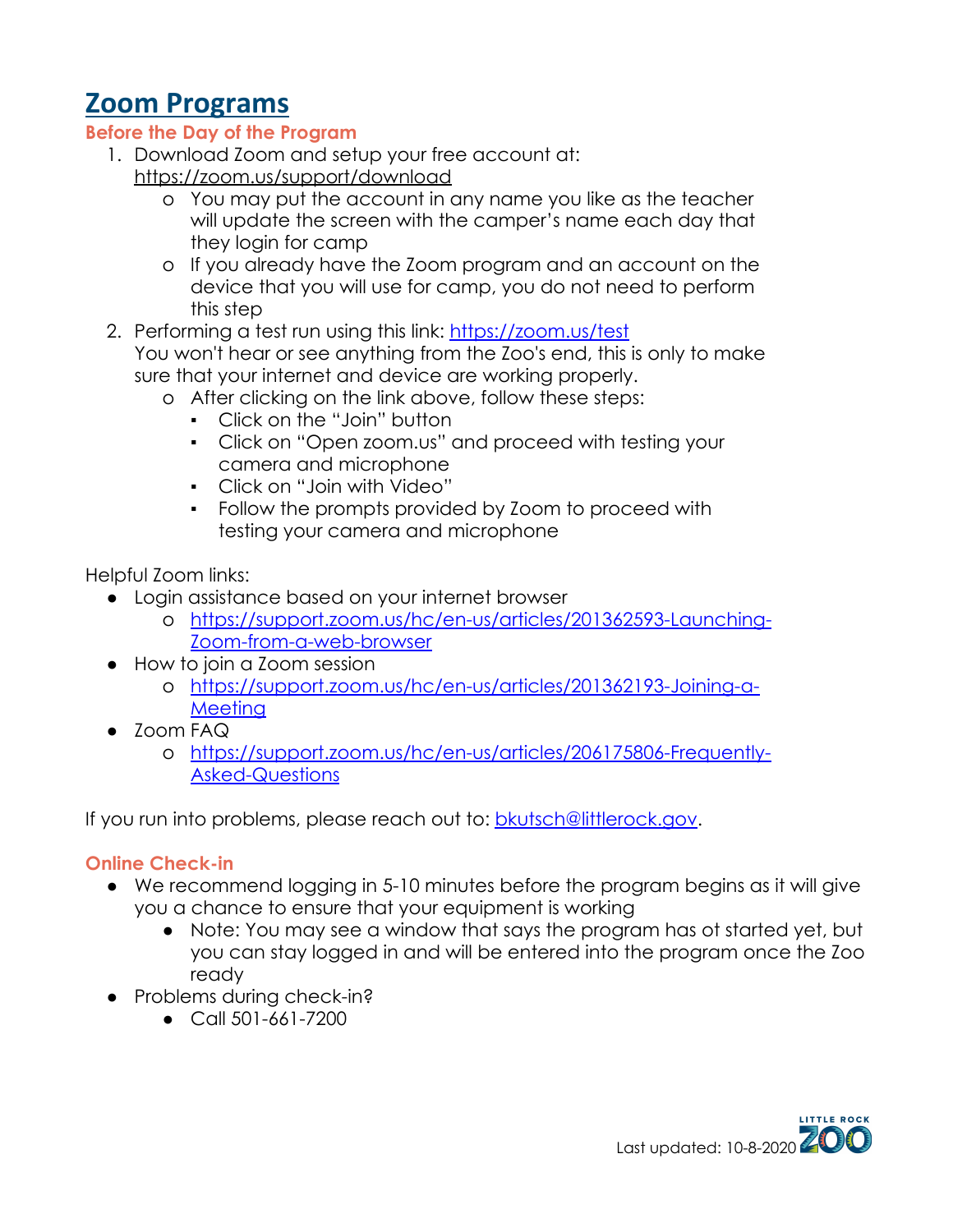# Zoom Programs

### Before the Day of the Program

1. Download Zoom and setup your free account at: https://zoom.us/support/download
   - You may put the account in any name you like as the teacher will update the screen with the camper's name each day that they login for camp
   - If you already have the Zoom program and an account on the device that you will use for camp, you do not need to perform this step
2. Performing a test run using this link: https://zoom.us/test
   You won't hear or see anything from the Zoo's end, this is only to make sure that your internet and device are working properly.
   - After clicking on the link above, follow these steps:
     - Click on the "Join" button
     - Click on "Open zoom.us" and proceed with testing your camera and microphone
     - Click on "Join with Video"
     - Follow the prompts provided by Zoom to proceed with testing your camera and microphone

Helpful Zoom links:

- Login assistance based on your internet browser
  - https://support.zoom.us/hc/en-us/articles/201362593-Launching-Zoom-from-a-web-browser
- How to join a Zoom session
  - https://support.zoom.us/hc/en-us/articles/201362193-Joining-a-Meeting
- Zoom FAQ
  - https://support.zoom.us/hc/en-us/articles/206175806-Frequently-Asked-Questions

If you run into problems, please reach out to: bkutsch@littlerock.gov.

### Online Check-in

- We recommend logging in 5-10 minutes before the program begins as it will give you a chance to ensure that your equipment is working
  - Note: You may see a window that says the program has ot started yet, but you can stay logged in and will be entered into the program once the Zoo ready
- Problems during check-in?
  - Call 501-661-7200

Last updated: 10-8-2020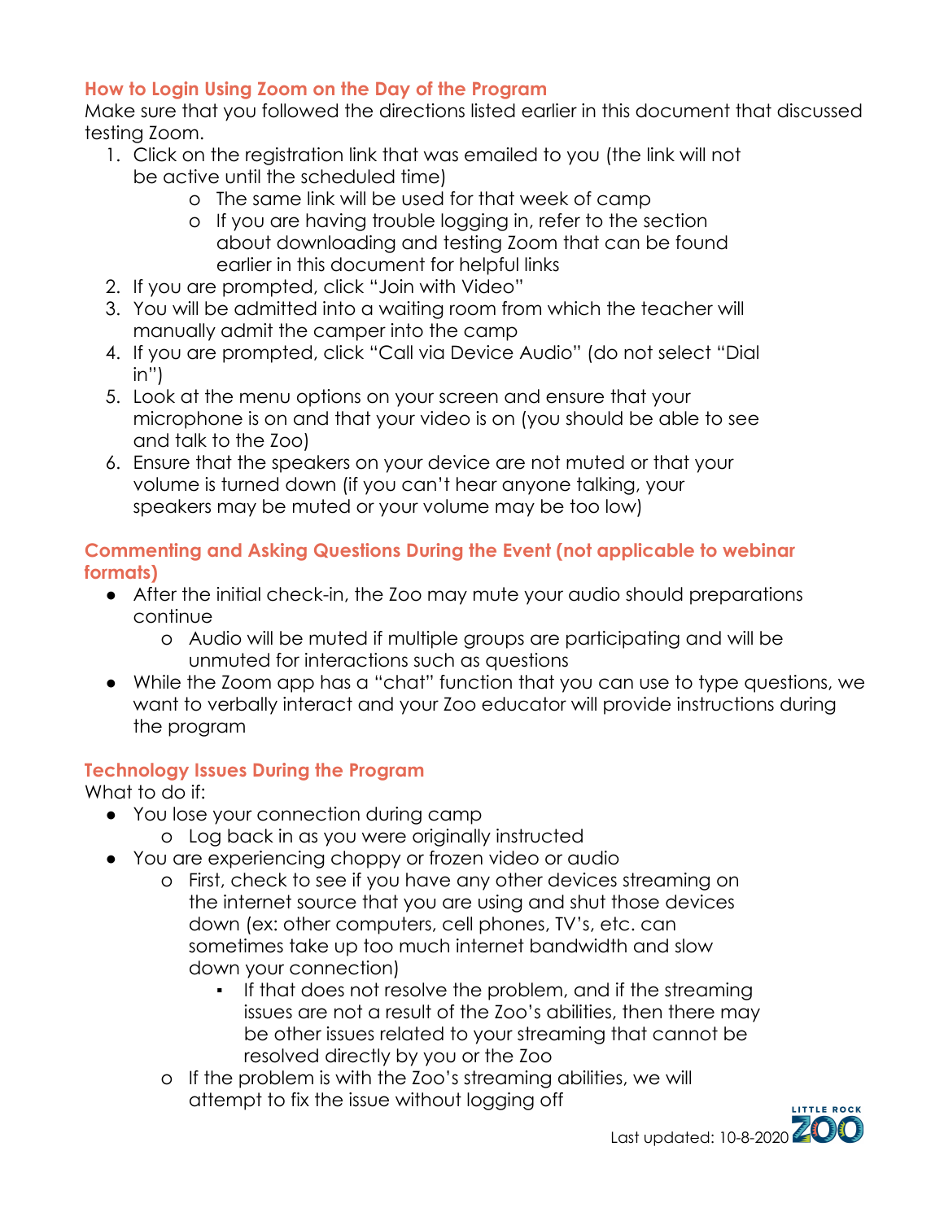### How to Login Using Zoom on the Day of the Program

Make sure that you followed the directions listed earlier in this document that discussed testing Zoom.

1. Click on the registration link that was emailed to you (the link will not be active until the scheduled time)
   - The same link will be used for that week of camp
   - If you are having trouble logging in, refer to the section about downloading and testing Zoom that can be found earlier in this document for helpful links
2. If you are prompted, click "Join with Video"
3. You will be admitted into a waiting room from which the teacher will manually admit the camper into the camp
4. If you are prompted, click "Call via Device Audio" (do not select "Dial in")
5. Look at the menu options on your screen and ensure that your microphone is on and that your video is on (you should be able to see and talk to the Zoo)
6. Ensure that the speakers on your device are not muted or that your volume is turned down (if you can't hear anyone talking, your speakers may be muted or your volume may be too low)

### Commenting and Asking Questions During the Event (not applicable to webinar formats)

- After the initial check-in, the Zoo may mute your audio should preparations continue
  - Audio will be muted if multiple groups are participating and will be unmuted for interactions such as questions
- While the Zoom app has a "chat" function that you can use to type questions, we want to verbally interact and your Zoo educator will provide instructions during the program

### Technology Issues During the Program

What to do if:

- You lose your connection during camp
  - Log back in as you were originally instructed
- You are experiencing choppy or frozen video or audio
  - First, check to see if you have any other devices streaming on the internet source that you are using and shut those devices down (ex: other computers, cell phones, TV's, etc. can sometimes take up too much internet bandwidth and slow down your connection)
    - If that does not resolve the problem, and if the streaming issues are not a result of the Zoo's abilities, then there may be other issues related to your streaming that cannot be resolved directly by you or the Zoo
  - If the problem is with the Zoo's streaming abilities, we will attempt to fix the issue without logging off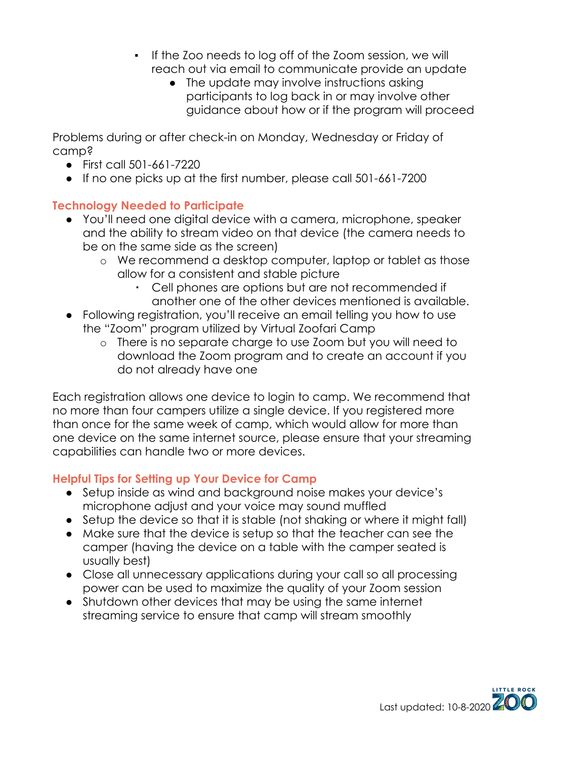- If the Zoo needs to log off of the Zoom session, we will reach out via email to communicate provide an update
            - The update may involve instructions asking participants to log back in or may involve other guidance about how or if the program will proceed

Problems during or after check-in on Monday, Wednesday or Friday of camp?

- First call 501-661-7220
- If no one picks up at the first number, please call 501-661-7200

### Technology Needed to Participate

- You'll need one digital device with a camera, microphone, speaker and the ability to stream video on that device (the camera needs to be on the same side as the screen)
    - We recommend a desktop computer, laptop or tablet as those allow for a consistent and stable picture
        - Cell phones are options but are not recommended if another one of the other devices mentioned is available.
- Following registration, you'll receive an email telling you how to use the "Zoom" program utilized by Virtual Zoofari Camp
    - There is no separate charge to use Zoom but you will need to download the Zoom program and to create an account if you do not already have one

Each registration allows one device to login to camp. We recommend that no more than four campers utilize a single device. If you registered more than once for the same week of camp, which would allow for more than one device on the same internet source, please ensure that your streaming capabilities can handle two or more devices.

### Helpful Tips for Setting up Your Device for Camp

- Setup inside as wind and background noise makes your device's microphone adjust and your voice may sound muffled
- Setup the device so that it is stable (not shaking or where it might fall)
- Make sure that the device is setup so that the teacher can see the camper (having the device on a table with the camper seated is usually best)
- Close all unnecessary applications during your call so all processing power can be used to maximize the quality of your Zoom session
- Shutdown other devices that may be using the same internet streaming service to ensure that camp will stream smoothly

Last updated: 10-8-2020